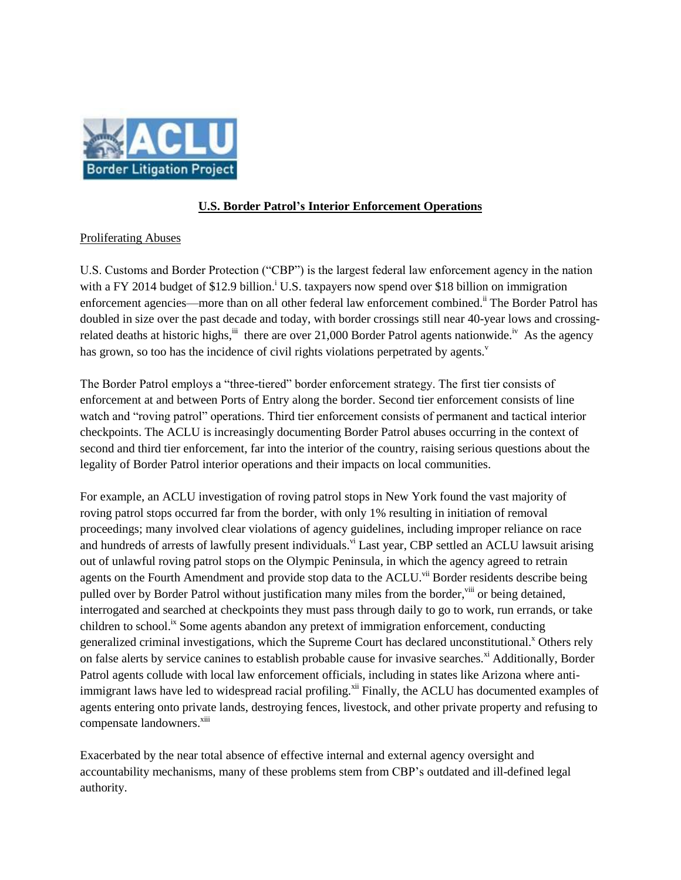ACLU

Border Litigation Project

## U.S. Border Patrol's Interior Enforcement Operations

### Proliferating Abuses

U.S. Customs and Border Protection ("CBP") is the largest federal law enforcement agency in the nation with a FY 2014 budget of $12.9 billion.[i] U.S. taxpayers now spend over $18 billion on immigration enforcement agencies—more than on all other federal law enforcement combined.[ii] The Border Patrol has doubled in size over the past decade and today, with border crossings still near 40-year lows and crossing-related deaths at historic highs,[iii] there are over 21,000 Border Patrol agents nationwide.[iv] As the agency has grown, so too has the incidence of civil rights violations perpetrated by agents.[v]

The Border Patrol employs a "three-tiered" border enforcement strategy. The first tier consists of enforcement at and between Ports of Entry along the border. Second tier enforcement consists of line watch and "roving patrol" operations. Third tier enforcement consists of permanent and tactical interior checkpoints. The ACLU is increasingly documenting Border Patrol abuses occurring in the context of second and third tier enforcement, far into the interior of the country, raising serious questions about the legality of Border Patrol interior operations and their impacts on local communities.

For example, an ACLU investigation of roving patrol stops in New York found the vast majority of roving patrol stops occurred far from the border, with only 1% resulting in initiation of removal proceedings; many involved clear violations of agency guidelines, including improper reliance on race and hundreds of arrests of lawfully present individuals.[vi] Last year, CBP settled an ACLU lawsuit arising out of unlawful roving patrol stops on the Olympic Peninsula, in which the agency agreed to retrain agents on the Fourth Amendment and provide stop data to the ACLU.[vii] Border residents describe being pulled over by Border Patrol without justification many miles from the border,[viii] or being detained, interrogated and searched at checkpoints they must pass through daily to go to work, run errands, or take children to school.[ix] Some agents abandon any pretext of immigration enforcement, conducting generalized criminal investigations, which the Supreme Court has declared unconstitutional.[x] Others rely on false alerts by service canines to establish probable cause for invasive searches.[xi] Additionally, Border Patrol agents collude with local law enforcement officials, including in states like Arizona where anti-immigrant laws have led to widespread racial profiling.[xii] Finally, the ACLU has documented examples of agents entering onto private lands, destroying fences, livestock, and other private property and refusing to compensate landowners.[xiii]

Exacerbated by the near total absence of effective internal and external agency oversight and accountability mechanisms, many of these problems stem from CBP's outdated and ill-defined legal authority.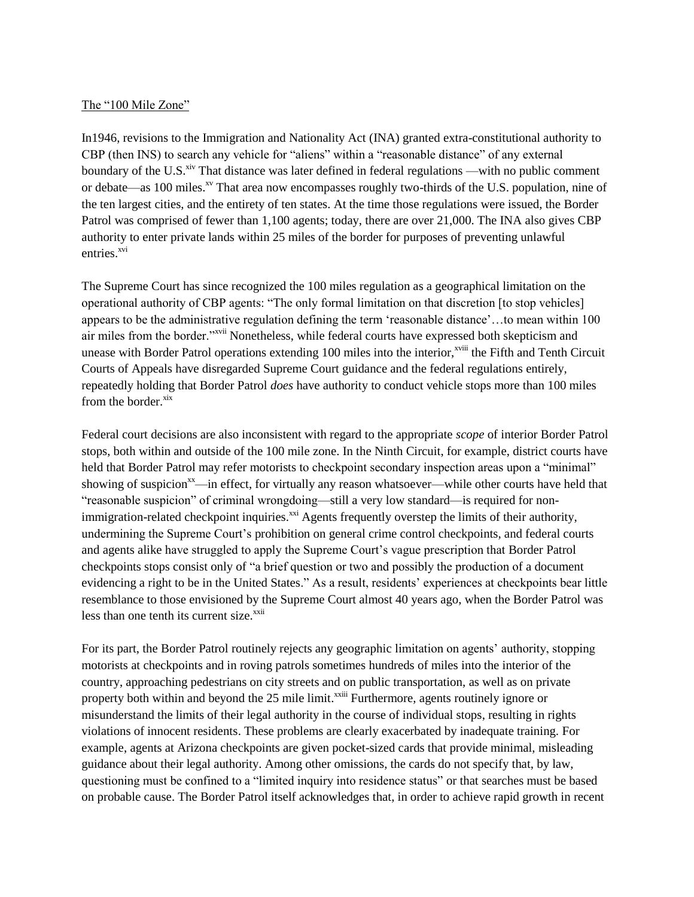The "100 Mile Zone"

In1946, revisions to the Immigration and Nationality Act (INA) granted extra-constitutional authority to CBP (then INS) to search any vehicle for "aliens" within a "reasonable distance" of any external boundary of the U.S.[xiv] That distance was later defined in federal regulations —with no public comment or debate—as 100 miles.[xv] That area now encompasses roughly two-thirds of the U.S. population, nine of the ten largest cities, and the entirety of ten states. At the time those regulations were issued, the Border Patrol was comprised of fewer than 1,100 agents; today, there are over 21,000. The INA also gives CBP authority to enter private lands within 25 miles of the border for purposes of preventing unlawful entries.[xvi]

The Supreme Court has since recognized the 100 miles regulation as a geographical limitation on the operational authority of CBP agents: "The only formal limitation on that discretion [to stop vehicles] appears to be the administrative regulation defining the term 'reasonable distance'…to mean within 100 air miles from the border."[xvii] Nonetheless, while federal courts have expressed both skepticism and unease with Border Patrol operations extending 100 miles into the interior,[xviii] the Fifth and Tenth Circuit Courts of Appeals have disregarded Supreme Court guidance and the federal regulations entirely, repeatedly holding that Border Patrol *does* have authority to conduct vehicle stops more than 100 miles from the border.[xix]

Federal court decisions are also inconsistent with regard to the appropriate *scope* of interior Border Patrol stops, both within and outside of the 100 mile zone. In the Ninth Circuit, for example, district courts have held that Border Patrol may refer motorists to checkpoint secondary inspection areas upon a "minimal" showing of suspicion[xx]—in effect, for virtually any reason whatsoever—while other courts have held that "reasonable suspicion" of criminal wrongdoing—still a very low standard—is required for non-immigration-related checkpoint inquiries.[xxi] Agents frequently overstep the limits of their authority, undermining the Supreme Court's prohibition on general crime control checkpoints, and federal courts and agents alike have struggled to apply the Supreme Court's vague prescription that Border Patrol checkpoints stops consist only of "a brief question or two and possibly the production of a document evidencing a right to be in the United States." As a result, residents' experiences at checkpoints bear little resemblance to those envisioned by the Supreme Court almost 40 years ago, when the Border Patrol was less than one tenth its current size.[xxii]

For its part, the Border Patrol routinely rejects any geographic limitation on agents' authority, stopping motorists at checkpoints and in roving patrols sometimes hundreds of miles into the interior of the country, approaching pedestrians on city streets and on public transportation, as well as on private property both within and beyond the 25 mile limit.[xxiii] Furthermore, agents routinely ignore or misunderstand the limits of their legal authority in the course of individual stops, resulting in rights violations of innocent residents. These problems are clearly exacerbated by inadequate training. For example, agents at Arizona checkpoints are given pocket-sized cards that provide minimal, misleading guidance about their legal authority. Among other omissions, the cards do not specify that, by law, questioning must be confined to a "limited inquiry into residence status" or that searches must be based on probable cause. The Border Patrol itself acknowledges that, in order to achieve rapid growth in recent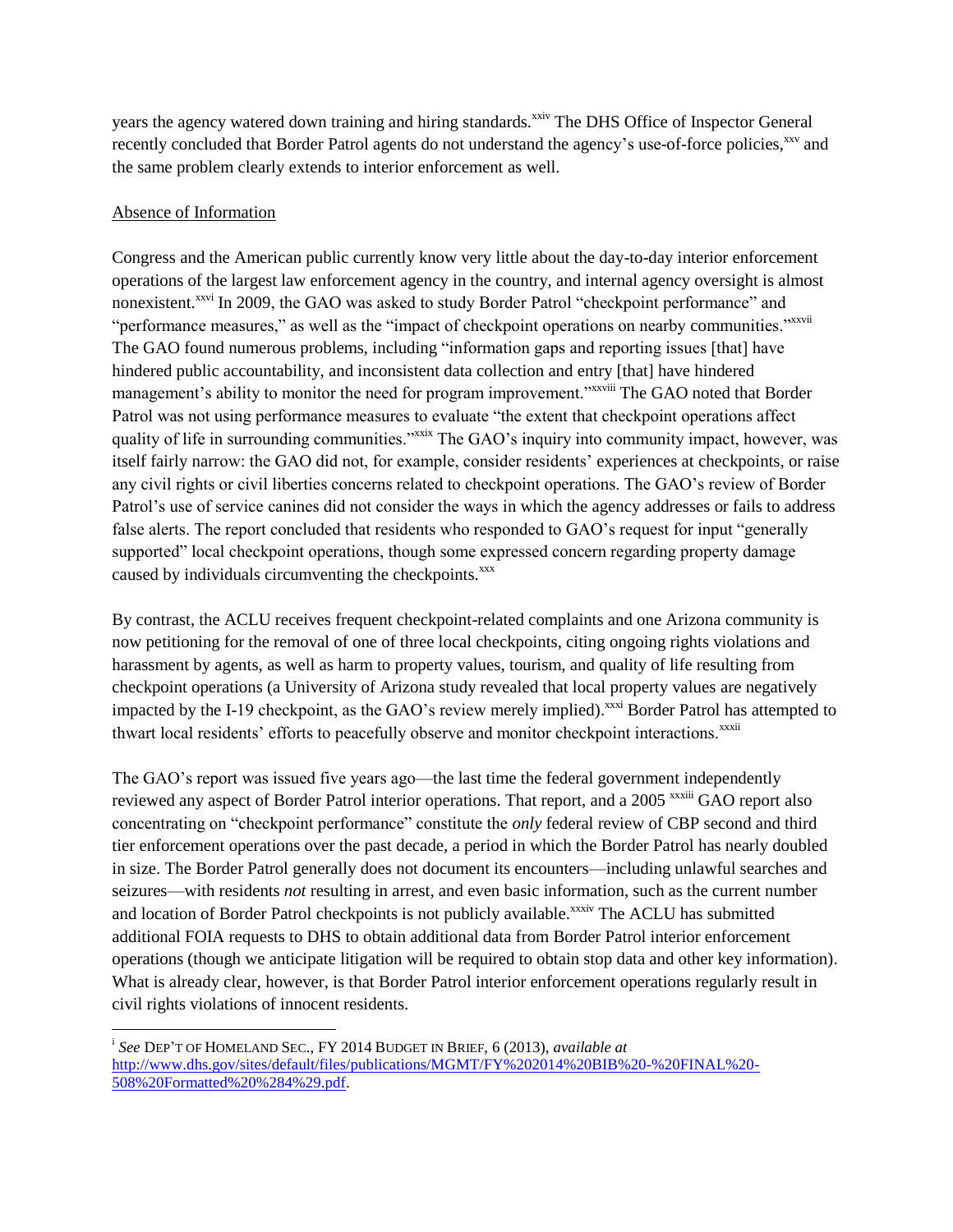years the agency watered down training and hiring standards.[xxiv] The DHS Office of Inspector General recently concluded that Border Patrol agents do not understand the agency's use-of-force policies,[xxv] and the same problem clearly extends to interior enforcement as well.

Absence of Information

Congress and the American public currently know very little about the day-to-day interior enforcement operations of the largest law enforcement agency in the country, and internal agency oversight is almost nonexistent.[xxvi] In 2009, the GAO was asked to study Border Patrol "checkpoint performance" and "performance measures," as well as the "impact of checkpoint operations on nearby communities."[xxvii] The GAO found numerous problems, including "information gaps and reporting issues [that] have hindered public accountability, and inconsistent data collection and entry [that] have hindered management's ability to monitor the need for program improvement."[xxviii] The GAO noted that Border Patrol was not using performance measures to evaluate "the extent that checkpoint operations affect quality of life in surrounding communities."[xxix] The GAO's inquiry into community impact, however, was itself fairly narrow: the GAO did not, for example, consider residents' experiences at checkpoints, or raise any civil rights or civil liberties concerns related to checkpoint operations. The GAO's review of Border Patrol's use of service canines did not consider the ways in which the agency addresses or fails to address false alerts. The report concluded that residents who responded to GAO's request for input "generally supported" local checkpoint operations, though some expressed concern regarding property damage caused by individuals circumventing the checkpoints.[xxx]

By contrast, the ACLU receives frequent checkpoint-related complaints and one Arizona community is now petitioning for the removal of one of three local checkpoints, citing ongoing rights violations and harassment by agents, as well as harm to property values, tourism, and quality of life resulting from checkpoint operations (a University of Arizona study revealed that local property values are negatively impacted by the I-19 checkpoint, as the GAO's review merely implied).[xxxi] Border Patrol has attempted to thwart local residents' efforts to peacefully observe and monitor checkpoint interactions.[xxxii]

The GAO's report was issued five years ago—the last time the federal government independently reviewed any aspect of Border Patrol interior operations. That report, and a 2005 [xxxiii] GAO report also concentrating on "checkpoint performance" constitute the *only* federal review of CBP second and third tier enforcement operations over the past decade, a period in which the Border Patrol has nearly doubled in size. The Border Patrol generally does not document its encounters—including unlawful searches and seizures—with residents *not* resulting in arrest, and even basic information, such as the current number and location of Border Patrol checkpoints is not publicly available.[xxxiv] The ACLU has submitted additional FOIA requests to DHS to obtain additional data from Border Patrol interior enforcement operations (though we anticipate litigation will be required to obtain stop data and other key information). What is already clear, however, is that Border Patrol interior enforcement operations regularly result in civil rights violations of innocent residents.

---

[i] *See* DEP'T OF HOMELAND SEC., FY 2014 BUDGET IN BRIEF, 6 (2013), *available at* http://www.dhs.gov/sites/default/files/publications/MGMT/FY%202014%20BIB%20-%20FINAL%20-508%20Formatted%20%284%29.pdf.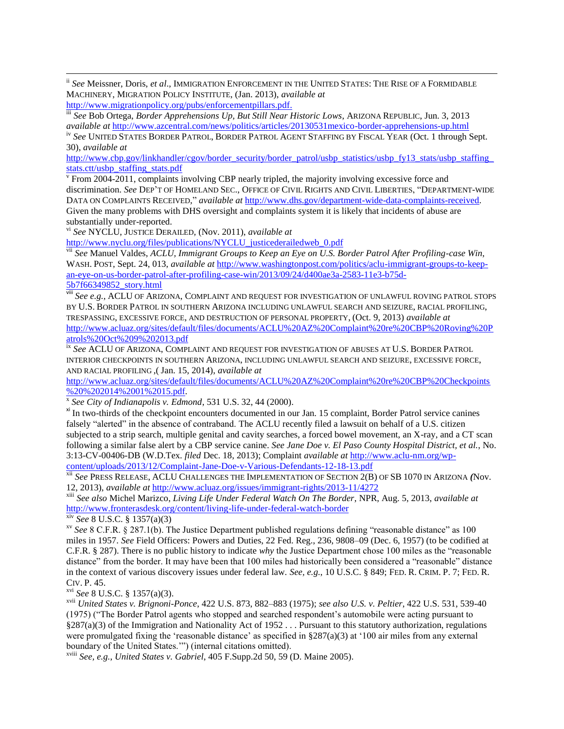[ii] *See* Meissner, Doris, *et al*., IMMIGRATION ENFORCEMENT IN THE UNITED STATES: THE RISE OF A FORMIDABLE MACHINERY, MIGRATION POLICY INSTITUTE, (Jan. 2013), *available at* http://www.migrationpolicy.org/pubs/enforcementpillars.pdf.

[iii] *See* Bob Ortega, *Border Apprehensions Up, But Still Near Historic Lows*, ARIZONA REPUBLIC, Jun. 3, 2013 *available at* http://www.azcentral.com/news/politics/articles/20130531mexico-border-apprehensions-up.html

[iv] *See* UNITED STATES BORDER PATROL, BORDER PATROL AGENT STAFFING BY FISCAL YEAR (Oct. 1 through Sept. 30), *available at* http://www.cbp.gov/linkhandler/cgov/border_security/border_patrol/usbp_statistics/usbp_fy13_stats/usbp_staffing_stats.ctt/usbp_staffing_stats.pdf

[v] From 2004-2011, complaints involving CBP nearly tripled, the majority involving excessive force and discrimination. *See* DEP'T OF HOMELAND SEC., OFFICE OF CIVIL RIGHTS AND CIVIL LIBERTIES, "DEPARTMENT-WIDE DATA ON COMPLAINTS RECEIVED," *available at* http://www.dhs.gov/department-wide-data-complaints-received. Given the many problems with DHS oversight and complaints system it is likely that incidents of abuse are substantially under-reported.

[vi] *See* NYCLU, JUSTICE DERAILED, (Nov. 2011), *available at* http://www.nyclu.org/files/publications/NYCLU_justicederailedweb_0.pdf

[vii] *See* Manuel Valdes, *ACLU, Immigrant Groups to Keep an Eye on U.S. Border Patrol After Profiling-case Win*, WASH. POST, Sept. 24, 013, *available at* http://www.washingtonpost.com/politics/aclu-immigrant-groups-to-keep-an-eye-on-us-border-patrol-after-profiling-case-win/2013/09/24/d400ae3a-2583-11e3-b75d-5b7f66349852_story.html

[viii] *See e.g.*, ACLU OF ARIZONA, COMPLAINT AND REQUEST FOR INVESTIGATION OF UNLAWFUL ROVING PATROL STOPS BY U.S. BORDER PATROL IN SOUTHERN ARIZONA INCLUDING UNLAWFUL SEARCH AND SEIZURE, RACIAL PROFILING, TRESPASSING, EXCESSIVE FORCE, AND DESTRUCTION OF PERSONAL PROPERTY, (Oct. 9, 2013) *available at* http://www.acluaz.org/sites/default/files/documents/ACLU%20AZ%20Complaint%20re%20CBP%20Roving%20Patrols%20Oct%209%202013.pdf

[ix] *See* ACLU OF ARIZONA, COMPLAINT AND REQUEST FOR INVESTIGATION OF ABUSES AT U.S. BORDER PATROL INTERIOR CHECKPOINTS IN SOUTHERN ARIZONA, INCLUDING UNLAWFUL SEARCH AND SEIZURE, EXCESSIVE FORCE, AND RACIAL PROFILING ,( Jan. 15, 2014), *available at* http://www.acluaz.org/sites/default/files/documents/ACLU%20AZ%20Complaint%20re%20CBP%20Checkpoints%20%202014%2001%2015.pdf.

[x] *See City of Indianapolis v. Edmond*, 531 U.S. 32, 44 (2000).

[xi] In two-thirds of the checkpoint encounters documented in our Jan. 15 complaint, Border Patrol service canines falsely "alerted" in the absence of contraband. The ACLU recently filed a lawsuit on behalf of a U.S. citizen subjected to a strip search, multiple genital and cavity searches, a forced bowel movement, an X-ray, and a CT scan following a similar false alert by a CBP service canine. *See Jane Doe v. El Paso County Hospital District, et al.*, No. 3:13-CV-00406-DB (W.D.Tex. *filed* Dec. 18, 2013); Complaint *available at* http://www.aclu-nm.org/wp-content/uploads/2013/12/Complaint-Jane-Doe-v-Various-Defendants-12-18-13.pdf

[xii] *See* PRESS RELEASE, ACLU CHALLENGES THE IMPLEMENTATION OF SECTION 2(B) OF SB 1070 IN ARIZONA *(*Nov. 12, 2013), *available at* http://www.acluaz.org/issues/immigrant-rights/2013-11/4272

[xiii] *See also* Michel Marizco, *Living Life Under Federal Watch On The Border*, NPR, Aug. 5, 2013, *available at* http://www.fronterasdesk.org/content/living-life-under-federal-watch-border

[xiv] *See* 8 U.S.C. § 1357(a)(3)

[xv] *See* 8 C.F.R. § 287.1(b). The Justice Department published regulations defining "reasonable distance" as 100 miles in 1957. *See* Field Officers: Powers and Duties, 22 Fed. Reg., 236, 9808–09 (Dec. 6, 1957) (to be codified at C.F.R. § 287). There is no public history to indicate *why* the Justice Department chose 100 miles as the "reasonable distance" from the border. It may have been that 100 miles had historically been considered a "reasonable" distance in the context of various discovery issues under federal law. *See, e.g.*, 10 U.S.C. § 849; FED. R. CRIM. P. 7; FED. R. CIV. P. 45.

[xvi] *See* 8 U.S.C. § 1357(a)(3).

[xvii] *United States v. Brignoni-Ponce*, 422 U.S. 873, 882–883 (1975); *see also U.S. v. Peltier*, 422 U.S. 531, 539-40 (1975) ("The Border Patrol agents who stopped and searched respondent's automobile were acting pursuant to §287(a)(3) of the Immigration and Nationality Act of 1952 . . . Pursuant to this statutory authorization, regulations were promulgated fixing the 'reasonable distance' as specified in §287(a)(3) at '100 air miles from any external boundary of the United States.'") (internal citations omitted).

[xviii] *See, e.g.*, *United States v. Gabriel*, 405 F.Supp.2d 50, 59 (D. Maine 2005).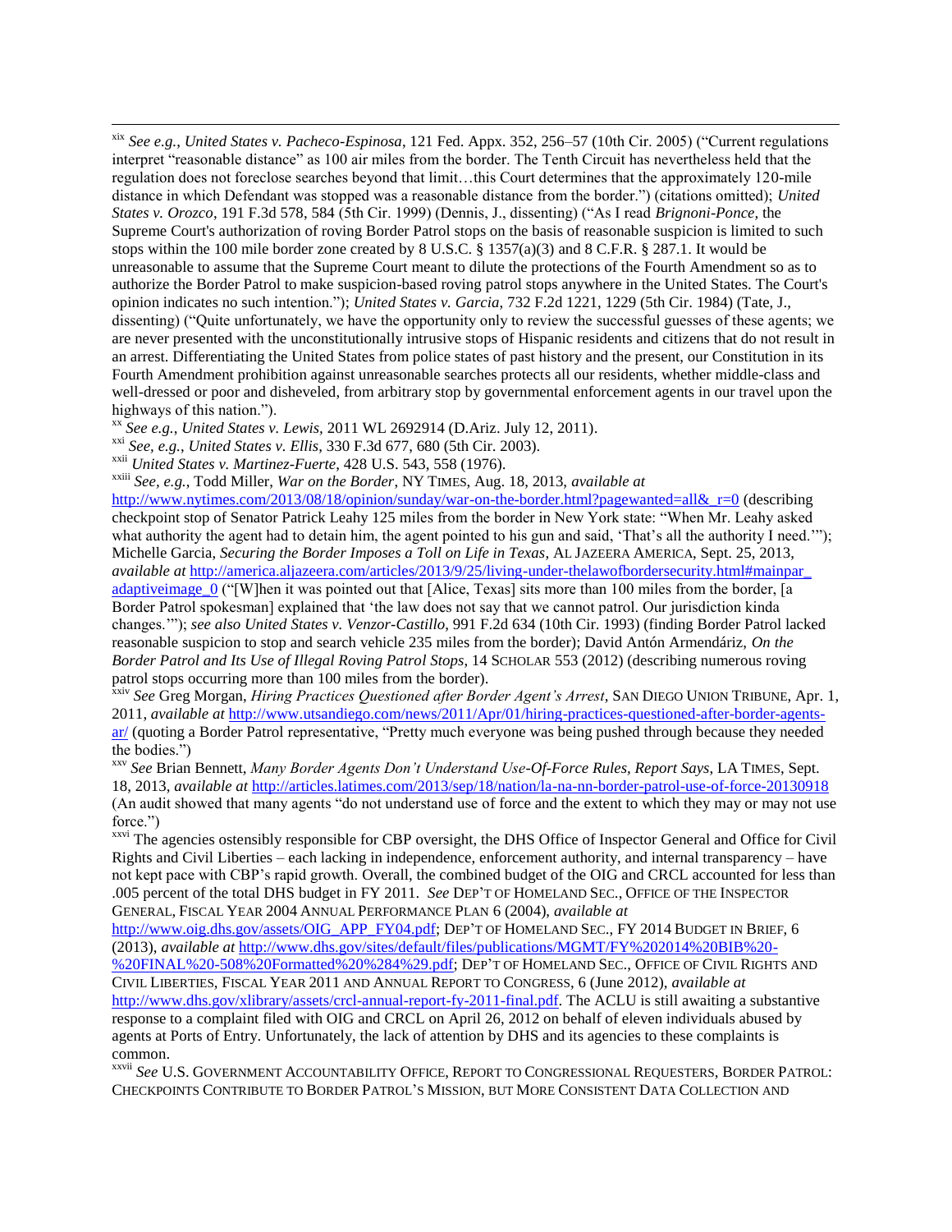xix *See e.g.*, *United States v. Pacheco-Espinosa*, 121 Fed. Appx. 352, 256–57 (10th Cir. 2005) ("Current regulations interpret "reasonable distance" as 100 air miles from the border. The Tenth Circuit has nevertheless held that the regulation does not foreclose searches beyond that limit…this Court determines that the approximately 120-mile distance in which Defendant was stopped was a reasonable distance from the border.") (citations omitted); *United States v. Orozco*, 191 F.3d 578, 584 (5th Cir. 1999) (Dennis, J., dissenting) ("As I read *Brignoni-Ponce*, the Supreme Court's authorization of roving Border Patrol stops on the basis of reasonable suspicion is limited to such stops within the 100 mile border zone created by 8 U.S.C. § 1357(a)(3) and 8 C.F.R. § 287.1. It would be unreasonable to assume that the Supreme Court meant to dilute the protections of the Fourth Amendment so as to authorize the Border Patrol to make suspicion-based roving patrol stops anywhere in the United States. The Court's opinion indicates no such intention."); *United States v. Garcia*, 732 F.2d 1221, 1229 (5th Cir. 1984) (Tate, J., dissenting) ("Quite unfortunately, we have the opportunity only to review the successful guesses of these agents; we are never presented with the unconstitutionally intrusive stops of Hispanic residents and citizens that do not result in an arrest. Differentiating the United States from police states of past history and the present, our Constitution in its Fourth Amendment prohibition against unreasonable searches protects all our residents, whether middle-class and well-dressed or poor and disheveled, from arbitrary stop by governmental enforcement agents in our travel upon the highways of this nation.").

xx *See e.g.*, *United States v. Lewis*, 2011 WL 2692914 (D.Ariz. July 12, 2011).

xxi *See, e.g.*, *United States v. Ellis*, 330 F.3d 677, 680 (5th Cir. 2003).

xxii *United States v. Martinez-Fuerte*, 428 U.S. 543, 558 (1976).

xxiii *See, e.g.*, Todd Miller, *War on the Border*, NY TIMES, Aug. 18, 2013, *available at* http://www.nytimes.com/2013/08/18/opinion/sunday/war-on-the-border.html?pagewanted=all&_r=0 (describing checkpoint stop of Senator Patrick Leahy 125 miles from the border in New York state: "When Mr. Leahy asked what authority the agent had to detain him, the agent pointed to his gun and said, 'That's all the authority I need.'"); Michelle Garcia, *Securing the Border Imposes a Toll on Life in Texas*, AL JAZEERA AMERICA, Sept. 25, 2013, *available at* http://america.aljazeera.com/articles/2013/9/25/living-under-thelawofbordersecurity.html#mainpar_adaptiveimage_0 ("[W]hen it was pointed out that [Alice, Texas] sits more than 100 miles from the border, [a Border Patrol spokesman] explained that 'the law does not say that we cannot patrol. Our jurisdiction kinda changes.'"); *see also United States v. Venzor-Castillo*, 991 F.2d 634 (10th Cir. 1993) (finding Border Patrol lacked reasonable suspicion to stop and search vehicle 235 miles from the border); David Antón Armendáriz, *On the Border Patrol and Its Use of Illegal Roving Patrol Stops*, 14 SCHOLAR 553 (2012) (describing numerous roving patrol stops occurring more than 100 miles from the border).

xxiv *See* Greg Morgan, *Hiring Practices Questioned after Border Agent's Arrest*, SAN DIEGO UNION TRIBUNE, Apr. 1, 2011, *available at* http://www.utsandiego.com/news/2011/Apr/01/hiring-practices-questioned-after-border-agents-ar/ (quoting a Border Patrol representative, "Pretty much everyone was being pushed through because they needed the bodies.")

xxv *See* Brian Bennett, *Many Border Agents Don't Understand Use-Of-Force Rules, Report Says*, LA TIMES, Sept. 18, 2013, *available at* http://articles.latimes.com/2013/sep/18/nation/la-na-nn-border-patrol-use-of-force-20130918 (An audit showed that many agents "do not understand use of force and the extent to which they may or may not use force.")

xxvi The agencies ostensibly responsible for CBP oversight, the DHS Office of Inspector General and Office for Civil Rights and Civil Liberties – each lacking in independence, enforcement authority, and internal transparency – have not kept pace with CBP's rapid growth. Overall, the combined budget of the OIG and CRCL accounted for less than .005 percent of the total DHS budget in FY 2011. *See* DEP'T OF HOMELAND SEC., OFFICE OF THE INSPECTOR GENERAL, FISCAL YEAR 2004 ANNUAL PERFORMANCE PLAN 6 (2004), *available at* http://www.oig.dhs.gov/assets/OIG_APP_FY04.pdf; DEP'T OF HOMELAND SEC., FY 2014 BUDGET IN BRIEF, 6 (2013), *available at* http://www.dhs.gov/sites/default/files/publications/MGMT/FY%202014%20BIB%20-%20FINAL%20-508%20Formatted%20%284%29.pdf; DEP'T OF HOMELAND SEC., OFFICE OF CIVIL RIGHTS AND CIVIL LIBERTIES, FISCAL YEAR 2011 AND ANNUAL REPORT TO CONGRESS, 6 (June 2012), *available at* http://www.dhs.gov/xlibrary/assets/crcl-annual-report-fy-2011-final.pdf. The ACLU is still awaiting a substantive response to a complaint filed with OIG and CRCL on April 26, 2012 on behalf of eleven individuals abused by agents at Ports of Entry. Unfortunately, the lack of attention by DHS and its agencies to these complaints is common.

xxvii *See* U.S. GOVERNMENT ACCOUNTABILITY OFFICE, REPORT TO CONGRESSIONAL REQUESTERS, BORDER PATROL: CHECKPOINTS CONTRIBUTE TO BORDER PATROL'S MISSION, BUT MORE CONSISTENT DATA COLLECTION AND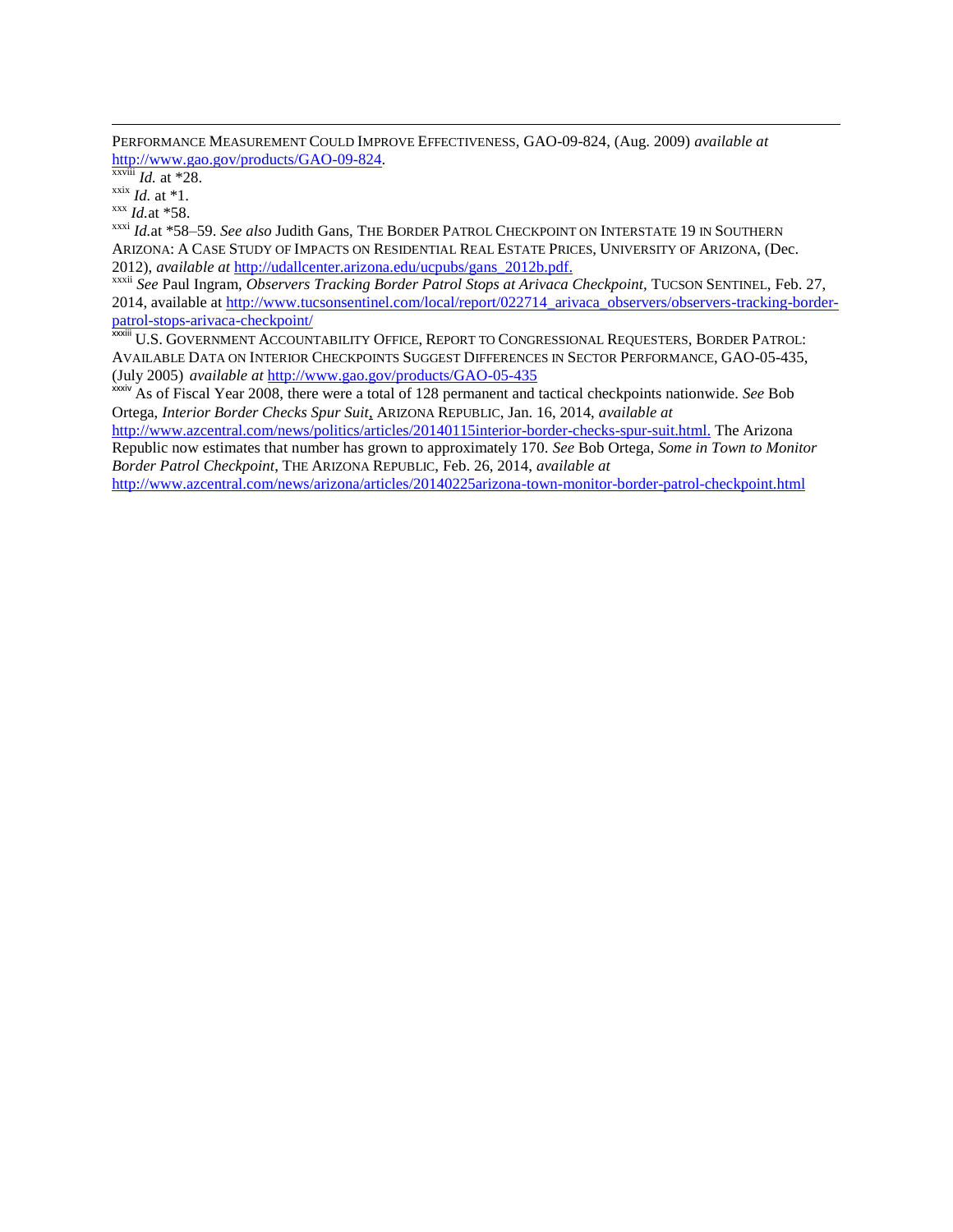PERFORMANCE MEASUREMENT COULD IMPROVE EFFECTIVENESS, GAO-09-824, (Aug. 2009) *available at* http://www.gao.gov/products/GAO-09-824.

[xxviii] *Id.* at *28.

[xxix] *Id.* at *1.

[xxx] *Id.*at *58.

[xxxi] *Id.*at *58–59. *See also* Judith Gans, THE BORDER PATROL CHECKPOINT ON INTERSTATE 19 IN SOUTHERN ARIZONA: A CASE STUDY OF IMPACTS ON RESIDENTIAL REAL ESTATE PRICES, UNIVERSITY OF ARIZONA, (Dec. 2012), *available at* http://udallcenter.arizona.edu/ucpubs/gans_2012b.pdf.

[xxxii] *See* Paul Ingram, *Observers Tracking Border Patrol Stops at Arivaca Checkpoint,* TUCSON SENTINEL, Feb. 27, 2014, available at http://www.tucsonsentinel.com/local/report/022714_arivaca_observers/observers-tracking-border-patrol-stops-arivaca-checkpoint/

[xxxiii] U.S. GOVERNMENT ACCOUNTABILITY OFFICE, REPORT TO CONGRESSIONAL REQUESTERS, BORDER PATROL: AVAILABLE DATA ON INTERIOR CHECKPOINTS SUGGEST DIFFERENCES IN SECTOR PERFORMANCE, GAO-05-435, (July 2005) *available at* http://www.gao.gov/products/GAO-05-435

[xxxiv] As of Fiscal Year 2008, there were a total of 128 permanent and tactical checkpoints nationwide. *See* Bob Ortega, *Interior Border Checks Spur Suit*, ARIZONA REPUBLIC, Jan. 16, 2014, *available at* http://www.azcentral.com/news/politics/articles/20140115interior-border-checks-spur-suit.html. The Arizona Republic now estimates that number has grown to approximately 170. *See* Bob Ortega, *Some in Town to Monitor Border Patrol Checkpoint*, THE ARIZONA REPUBLIC, Feb. 26, 2014, *available at* http://www.azcentral.com/news/arizona/articles/20140225arizona-town-monitor-border-patrol-checkpoint.html